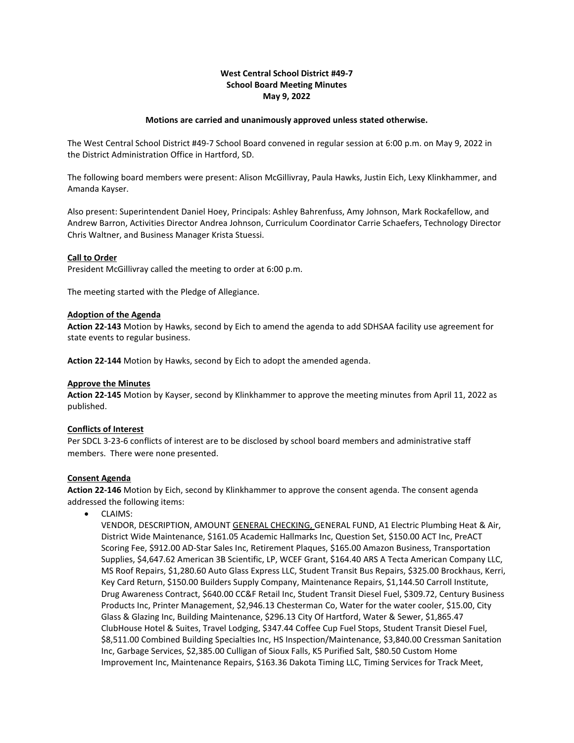**West Central School District #49-7**
**School Board Meeting Minutes**
**May 9, 2022**

**Motions are carried and unanimously approved unless stated otherwise.**

The West Central School District #49-7 School Board convened in regular session at 6:00 p.m. on May 9, 2022 in the District Administration Office in Hartford, SD.

The following board members were present: Alison McGillivray, Paula Hawks, Justin Eich, Lexy Klinkhammer, and Amanda Kayser.

Also present: Superintendent Daniel Hoey, Principals: Ashley Bahrenfuss, Amy Johnson, Mark Rockafellow, and Andrew Barron, Activities Director Andrea Johnson, Curriculum Coordinator Carrie Schaefers, Technology Director Chris Waltner, and Business Manager Krista Stuessi.

**Call to Order**

President McGillivray called the meeting to order at 6:00 p.m.

The meeting started with the Pledge of Allegiance.

**Adoption of the Agenda**

**Action 22-143** Motion by Hawks, second by Eich to amend the agenda to add SDHSAA facility use agreement for state events to regular business.

**Action 22-144** Motion by Hawks, second by Eich to adopt the amended agenda.

**Approve the Minutes**

**Action 22-145** Motion by Kayser, second by Klinkhammer to approve the meeting minutes from April 11, 2022 as published.

**Conflicts of Interest**

Per SDCL 3-23-6 conflicts of interest are to be disclosed by school board members and administrative staff members. There were none presented.

**Consent Agenda**

**Action 22-146** Motion by Eich, second by Klinkhammer to approve the consent agenda. The consent agenda addressed the following items:

- CLAIMS:
  VENDOR, DESCRIPTION, AMOUNT GENERAL CHECKING, GENERAL FUND, A1 Electric Plumbing Heat & Air, District Wide Maintenance, $161.05 Academic Hallmarks Inc, Question Set, $150.00 ACT Inc, PreACT Scoring Fee, $912.00 AD-Star Sales Inc, Retirement Plaques, $165.00 Amazon Business, Transportation Supplies, $4,647.62 American 3B Scientific, LP, WCEF Grant, $164.40 ARS A Tecta American Company LLC, MS Roof Repairs, $1,280.60 Auto Glass Express LLC, Student Transit Bus Repairs, $325.00 Brockhaus, Kerri, Key Card Return, $150.00 Builders Supply Company, Maintenance Repairs, $1,144.50 Carroll Institute, Drug Awareness Contract, $640.00 CC&F Retail Inc, Student Transit Diesel Fuel, $309.72, Century Business Products Inc, Printer Management, $2,946.13 Chesterman Co, Water for the water cooler, $15.00, City Glass & Glazing Inc, Building Maintenance, $296.13 City Of Hartford, Water & Sewer, $1,865.47 ClubHouse Hotel & Suites, Travel Lodging, $347.44 Coffee Cup Fuel Stops, Student Transit Diesel Fuel, $8,511.00 Combined Building Specialties Inc, HS Inspection/Maintenance, $3,840.00 Cressman Sanitation Inc, Garbage Services, $2,385.00 Culligan of Sioux Falls, K5 Purified Salt, $80.50 Custom Home Improvement Inc, Maintenance Repairs, $163.36 Dakota Timing LLC, Timing Services for Track Meet,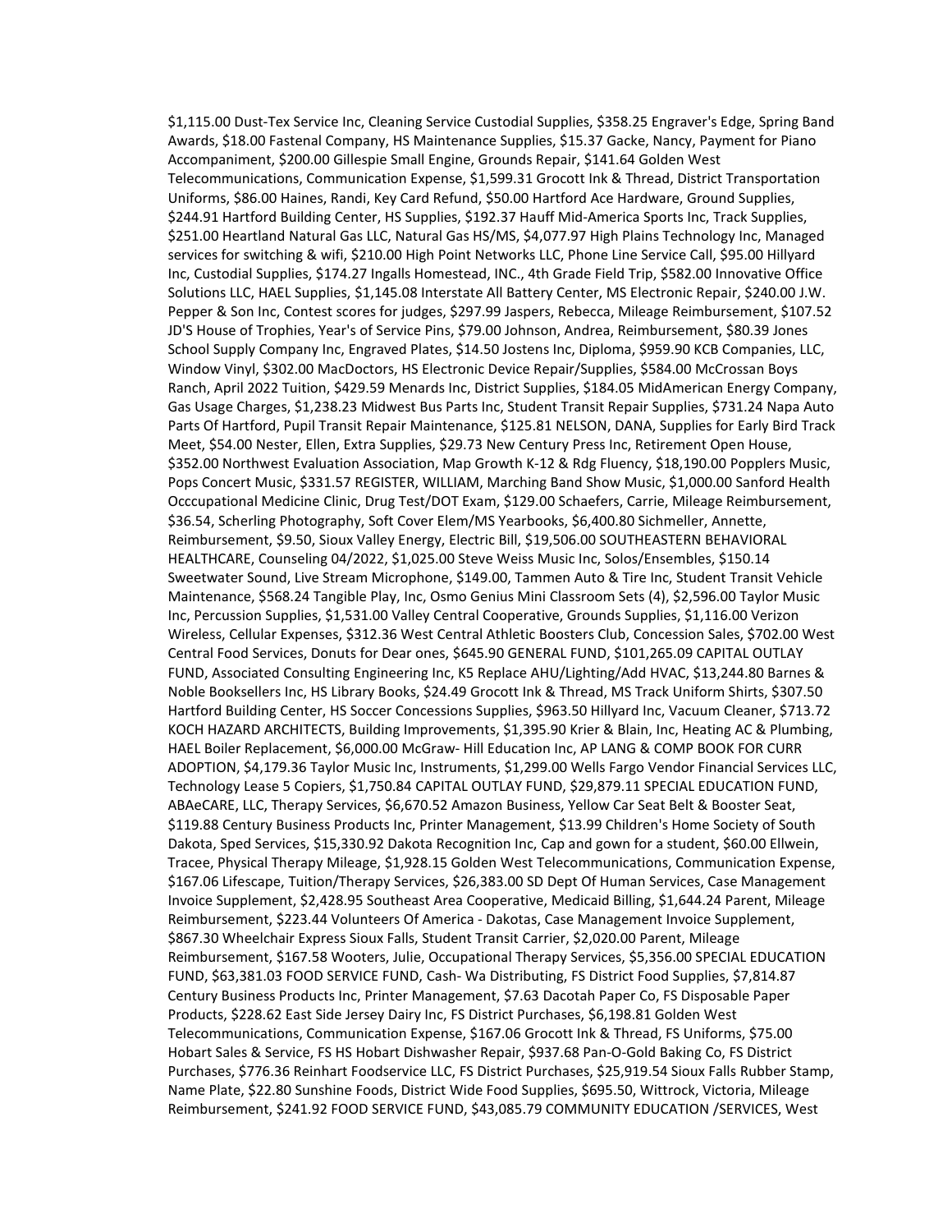$1,115.00 Dust-Tex Service Inc, Cleaning Service Custodial Supplies, $358.25 Engraver's Edge, Spring Band Awards, $18.00 Fastenal Company, HS Maintenance Supplies, $15.37 Gacke, Nancy, Payment for Piano Accompaniment, $200.00 Gillespie Small Engine, Grounds Repair, $141.64 Golden West Telecommunications, Communication Expense, $1,599.31 Grocott Ink & Thread, District Transportation Uniforms, $86.00 Haines, Randi, Key Card Refund, $50.00 Hartford Ace Hardware, Ground Supplies, $244.91 Hartford Building Center, HS Supplies, $192.37 Hauff Mid-America Sports Inc, Track Supplies, $251.00 Heartland Natural Gas LLC, Natural Gas HS/MS, $4,077.97 High Plains Technology Inc, Managed services for switching & wifi, $210.00 High Point Networks LLC, Phone Line Service Call, $95.00 Hillyard Inc, Custodial Supplies, $174.27 Ingalls Homestead, INC., 4th Grade Field Trip, $582.00 Innovative Office Solutions LLC, HAEL Supplies, $1,145.08 Interstate All Battery Center, MS Electronic Repair, $240.00 J.W. Pepper & Son Inc, Contest scores for judges, $297.99 Jaspers, Rebecca, Mileage Reimbursement, $107.52 JD'S House of Trophies, Year's of Service Pins, $79.00 Johnson, Andrea, Reimbursement, $80.39 Jones School Supply Company Inc, Engraved Plates, $14.50 Jostens Inc, Diploma, $959.90 KCB Companies, LLC, Window Vinyl, $302.00 MacDoctors, HS Electronic Device Repair/Supplies, $584.00 McCrossan Boys Ranch, April 2022 Tuition, $429.59 Menards Inc, District Supplies, $184.05 MidAmerican Energy Company, Gas Usage Charges, $1,238.23 Midwest Bus Parts Inc, Student Transit Repair Supplies, $731.24 Napa Auto Parts Of Hartford, Pupil Transit Repair Maintenance, $125.81 NELSON, DANA, Supplies for Early Bird Track Meet, $54.00 Nester, Ellen, Extra Supplies, $29.73 New Century Press Inc, Retirement Open House, $352.00 Northwest Evaluation Association, Map Growth K-12 & Rdg Fluency, $18,190.00 Popplers Music, Pops Concert Music, $331.57 REGISTER, WILLIAM, Marching Band Show Music, $1,000.00 Sanford Health Occcupational Medicine Clinic, Drug Test/DOT Exam, $129.00 Schaefers, Carrie, Mileage Reimbursement, $36.54, Scherling Photography, Soft Cover Elem/MS Yearbooks, $6,400.80 Sichmeller, Annette, Reimbursement, $9.50, Sioux Valley Energy, Electric Bill, $19,506.00 SOUTHEASTERN BEHAVIORAL HEALTHCARE, Counseling 04/2022, $1,025.00 Steve Weiss Music Inc, Solos/Ensembles, $150.14 Sweetwater Sound, Live Stream Microphone, $149.00, Tammen Auto & Tire Inc, Student Transit Vehicle Maintenance, $568.24 Tangible Play, Inc, Osmo Genius Mini Classroom Sets (4), $2,596.00 Taylor Music Inc, Percussion Supplies, $1,531.00 Valley Central Cooperative, Grounds Supplies, $1,116.00 Verizon Wireless, Cellular Expenses, $312.36 West Central Athletic Boosters Club, Concession Sales, $702.00 West Central Food Services, Donuts for Dear ones, $645.90 GENERAL FUND, $101,265.09 CAPITAL OUTLAY FUND, Associated Consulting Engineering Inc, K5 Replace AHU/Lighting/Add HVAC, $13,244.80 Barnes & Noble Booksellers Inc, HS Library Books, $24.49 Grocott Ink & Thread, MS Track Uniform Shirts, $307.50 Hartford Building Center, HS Soccer Concessions Supplies, $963.50 Hillyard Inc, Vacuum Cleaner, $713.72 KOCH HAZARD ARCHITECTS, Building Improvements, $1,395.90 Krier & Blain, Inc, Heating AC & Plumbing, HAEL Boiler Replacement, $6,000.00 McGraw- Hill Education Inc, AP LANG & COMP BOOK FOR CURR ADOPTION, $4,179.36 Taylor Music Inc, Instruments, $1,299.00 Wells Fargo Vendor Financial Services LLC, Technology Lease 5 Copiers, $1,750.84 CAPITAL OUTLAY FUND, $29,879.11 SPECIAL EDUCATION FUND, ABAeCARE, LLC, Therapy Services, $6,670.52 Amazon Business, Yellow Car Seat Belt & Booster Seat, $119.88 Century Business Products Inc, Printer Management, $13.99 Children's Home Society of South Dakota, Sped Services, $15,330.92 Dakota Recognition Inc, Cap and gown for a student, $60.00 Ellwein, Tracee, Physical Therapy Mileage, $1,928.15 Golden West Telecommunications, Communication Expense, $167.06 Lifescape, Tuition/Therapy Services, $26,383.00 SD Dept Of Human Services, Case Management Invoice Supplement, $2,428.95 Southeast Area Cooperative, Medicaid Billing, $1,644.24 Parent, Mileage Reimbursement, $223.44 Volunteers Of America - Dakotas, Case Management Invoice Supplement, $867.30 Wheelchair Express Sioux Falls, Student Transit Carrier, $2,020.00 Parent, Mileage Reimbursement, $167.58 Wooters, Julie, Occupational Therapy Services, $5,356.00 SPECIAL EDUCATION FUND, $63,381.03 FOOD SERVICE FUND, Cash- Wa Distributing, FS District Food Supplies, $7,814.87 Century Business Products Inc, Printer Management, $7.63 Dacotah Paper Co, FS Disposable Paper Products, $228.62 East Side Jersey Dairy Inc, FS District Purchases, $6,198.81 Golden West Telecommunications, Communication Expense, $167.06 Grocott Ink & Thread, FS Uniforms, $75.00 Hobart Sales & Service, FS HS Hobart Dishwasher Repair, $937.68 Pan-O-Gold Baking Co, FS District Purchases, $776.36 Reinhart Foodservice LLC, FS District Purchases, $25,919.54 Sioux Falls Rubber Stamp, Name Plate, $22.80 Sunshine Foods, District Wide Food Supplies, $695.50, Wittrock, Victoria, Mileage Reimbursement, $241.92 FOOD SERVICE FUND, $43,085.79 COMMUNITY EDUCATION /SERVICES, West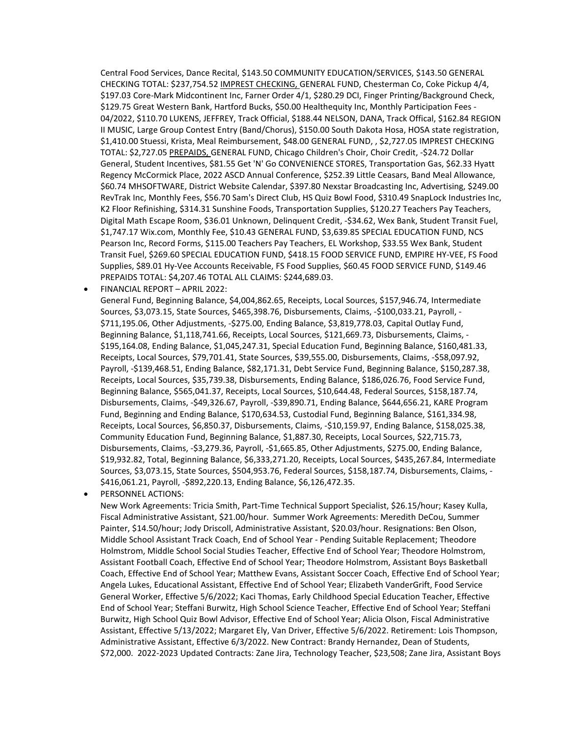Central Food Services, Dance Recital, $143.50 COMMUNITY EDUCATION/SERVICES, $143.50 GENERAL CHECKING TOTAL: $237,754.52 IMPREST CHECKING, GENERAL FUND, Chesterman Co, Coke Pickup 4/4, $197.03 Core-Mark Midcontinent Inc, Farner Order 4/1, $280.29 DCI, Finger Printing/Background Check, $129.75 Great Western Bank, Hartford Bucks, $50.00 Healthequity Inc, Monthly Participation Fees - 04/2022, $110.70 LUKENS, JEFFREY, Track Official, $188.44 NELSON, DANA, Track Offical, $162.84 REGION II MUSIC, Large Group Contest Entry (Band/Chorus), $150.00 South Dakota Hosa, HOSA state registration, $1,410.00 Stuessi, Krista, Meal Reimbursement, $48.00 GENERAL FUND, , $2,727.05 IMPREST CHECKING TOTAL: $2,727.05 PREPAIDS, GENERAL FUND, Chicago Children's Choir, Choir Credit, -$24.72 Dollar General, Student Incentives, $81.55 Get 'N' Go CONVENIENCE STORES, Transportation Gas, $62.33 Hyatt Regency McCormick Place, 2022 ASCD Annual Conference, $252.39 Little Ceasars, Band Meal Allowance, $60.74 MHSOFTWARE, District Website Calendar, $397.80 Nexstar Broadcasting Inc, Advertising, $249.00 RevTrak Inc, Monthly Fees, $56.70 Sam's Direct Club, HS Quiz Bowl Food, $310.49 SnapLock Industries Inc, K2 Floor Refinishing, $314.31 Sunshine Foods, Transportation Supplies, $120.27 Teachers Pay Teachers, Digital Math Escape Room, $36.01 Unknown, Delinquent Credit, -$34.62, Wex Bank, Student Transit Fuel, $1,747.17 Wix.com, Monthly Fee, $10.43 GENERAL FUND, $3,639.85 SPECIAL EDUCATION FUND, NCS Pearson Inc, Record Forms, $115.00 Teachers Pay Teachers, EL Workshop, $33.55 Wex Bank, Student Transit Fuel, $269.60 SPECIAL EDUCATION FUND, $418.15 FOOD SERVICE FUND, EMPIRE HY-VEE, FS Food Supplies, $89.01 Hy-Vee Accounts Receivable, FS Food Supplies, $60.45 FOOD SERVICE FUND, $149.46 PREPAIDS TOTAL: $4,207.46 TOTAL ALL CLAIMS: $244,689.03.

- FINANCIAL REPORT – APRIL 2022:
  General Fund, Beginning Balance, $4,004,862.65, Receipts, Local Sources, $157,946.74, Intermediate Sources, $3,073.15, State Sources, $465,398.76, Disbursements, Claims, -$100,033.21, Payroll, -$711,195.06, Other Adjustments, -$275.00, Ending Balance, $3,819,778.03, Capital Outlay Fund, Beginning Balance, $1,118,741.66, Receipts, Local Sources, $121,669.73, Disbursements, Claims, -$195,164.08, Ending Balance, $1,045,247.31, Special Education Fund, Beginning Balance, $160,481.33, Receipts, Local Sources, $79,701.41, State Sources, $39,555.00, Disbursements, Claims, -$58,097.92, Payroll, -$139,468.51, Ending Balance, $82,171.31, Debt Service Fund, Beginning Balance, $150,287.38, Receipts, Local Sources, $35,739.38, Disbursements, Ending Balance, $186,026.76, Food Service Fund, Beginning Balance, $565,041.37, Receipts, Local Sources, $10,644.48, Federal Sources, $158,187.74, Disbursements, Claims, -$49,326.67, Payroll, -$39,890.71, Ending Balance, $644,656.21, KARE Program Fund, Beginning and Ending Balance, $170,634.53, Custodial Fund, Beginning Balance, $161,334.98, Receipts, Local Sources, $6,850.37, Disbursements, Claims, -$10,159.97, Ending Balance, $158,025.38, Community Education Fund, Beginning Balance, $1,887.30, Receipts, Local Sources, $22,715.73, Disbursements, Claims, -$3,279.36, Payroll, -$1,665.85, Other Adjustments, $275.00, Ending Balance, $19,932.82, Total, Beginning Balance, $6,333,271.20, Receipts, Local Sources, $435,267.84, Intermediate Sources, $3,073.15, State Sources, $504,953.76, Federal Sources, $158,187.74, Disbursements, Claims, -$416,061.21, Payroll, -$892,220.13, Ending Balance, $6,126,472.35.
- PERSONNEL ACTIONS:
  New Work Agreements: Tricia Smith, Part-Time Technical Support Specialist, $26.15/hour; Kasey Kulla, Fiscal Administrative Assistant, $21.00/hour. Summer Work Agreements: Meredith DeCou, Summer Painter, $14.50/hour; Jody Driscoll, Administrative Assistant, $20.03/hour. Resignations: Ben Olson, Middle School Assistant Track Coach, End of School Year - Pending Suitable Replacement; Theodore Holmstrom, Middle School Social Studies Teacher, Effective End of School Year; Theodore Holmstrom, Assistant Football Coach, Effective End of School Year; Theodore Holmstrom, Assistant Boys Basketball Coach, Effective End of School Year; Matthew Evans, Assistant Soccer Coach, Effective End of School Year; Angela Lukes, Educational Assistant, Effective End of School Year; Elizabeth VanderGrift, Food Service General Worker, Effective 5/6/2022; Kaci Thomas, Early Childhood Special Education Teacher, Effective End of School Year; Steffani Burwitz, High School Science Teacher, Effective End of School Year; Steffani Burwitz, High School Quiz Bowl Advisor, Effective End of School Year; Alicia Olson, Fiscal Administrative Assistant, Effective 5/13/2022; Margaret Ely, Van Driver, Effective 5/6/2022. Retirement: Lois Thompson, Administrative Assistant, Effective 6/3/2022. New Contract: Brandy Hernandez, Dean of Students, $72,000. 2022-2023 Updated Contracts: Zane Jira, Technology Teacher, $23,508; Zane Jira, Assistant Boys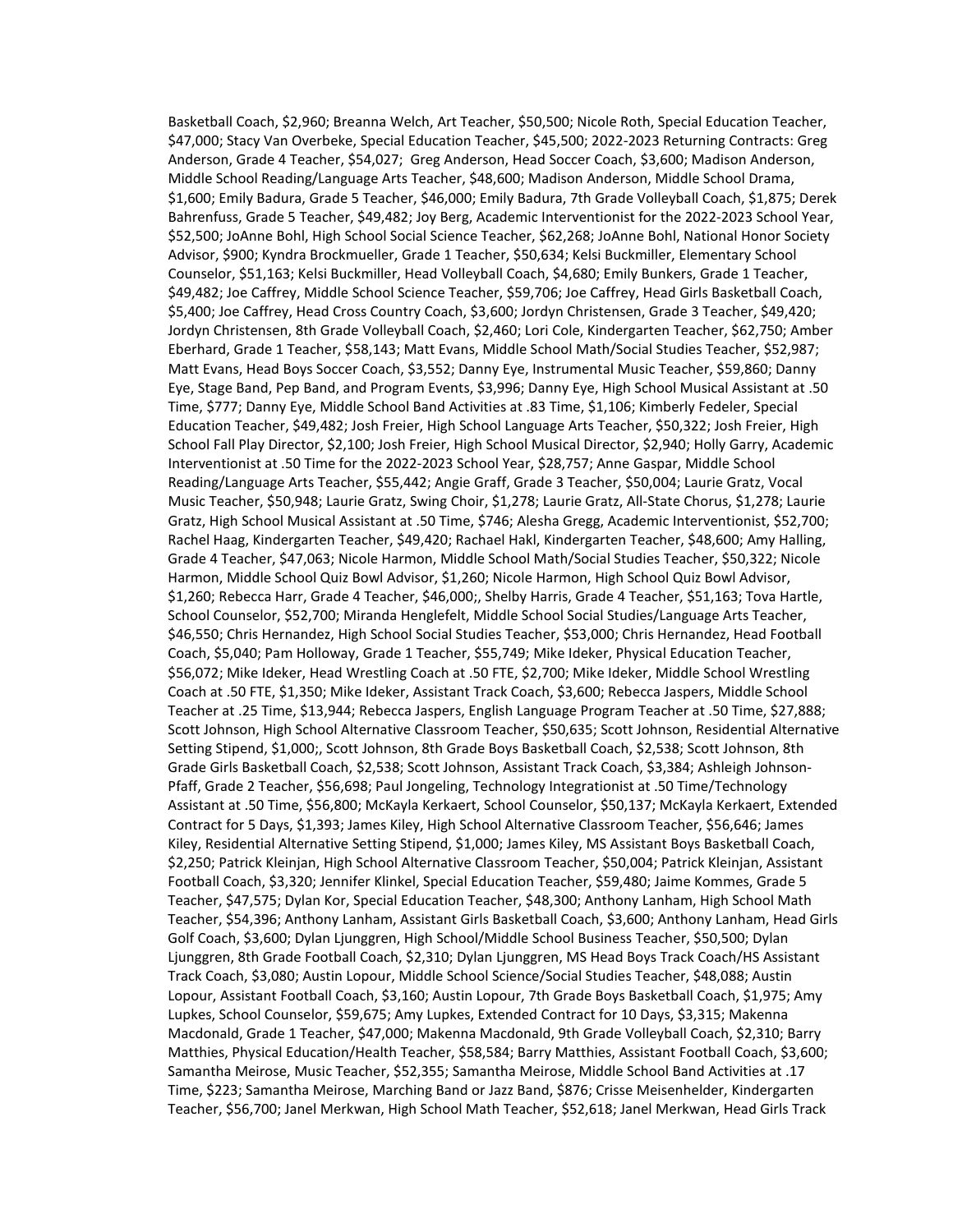Basketball Coach, $2,960; Breanna Welch, Art Teacher, $50,500; Nicole Roth, Special Education Teacher, $47,000; Stacy Van Overbeke, Special Education Teacher, $45,500; 2022-2023 Returning Contracts: Greg Anderson, Grade 4 Teacher, $54,027; Greg Anderson, Head Soccer Coach, $3,600; Madison Anderson, Middle School Reading/Language Arts Teacher, $48,600; Madison Anderson, Middle School Drama, $1,600; Emily Badura, Grade 5 Teacher, $46,000; Emily Badura, 7th Grade Volleyball Coach, $1,875; Derek Bahrenfuss, Grade 5 Teacher, $49,482; Joy Berg, Academic Interventionist for the 2022-2023 School Year, $52,500; JoAnne Bohl, High School Social Science Teacher, $62,268; JoAnne Bohl, National Honor Society Advisor, $900; Kyndra Brockmueller, Grade 1 Teacher, $50,634; Kelsi Buckmiller, Elementary School Counselor, $51,163; Kelsi Buckmiller, Head Volleyball Coach, $4,680; Emily Bunkers, Grade 1 Teacher, $49,482; Joe Caffrey, Middle School Science Teacher, $59,706; Joe Caffrey, Head Girls Basketball Coach, $5,400; Joe Caffrey, Head Cross Country Coach, $3,600; Jordyn Christensen, Grade 3 Teacher, $49,420; Jordyn Christensen, 8th Grade Volleyball Coach, $2,460; Lori Cole, Kindergarten Teacher, $62,750; Amber Eberhard, Grade 1 Teacher, $58,143; Matt Evans, Middle School Math/Social Studies Teacher, $52,987; Matt Evans, Head Boys Soccer Coach, $3,552; Danny Eye, Instrumental Music Teacher, $59,860; Danny Eye, Stage Band, Pep Band, and Program Events, $3,996; Danny Eye, High School Musical Assistant at .50 Time, $777; Danny Eye, Middle School Band Activities at .83 Time, $1,106; Kimberly Fedeler, Special Education Teacher, $49,482; Josh Freier, High School Language Arts Teacher, $50,322; Josh Freier, High School Fall Play Director, $2,100; Josh Freier, High School Musical Director, $2,940; Holly Garry, Academic Interventionist at .50 Time for the 2022-2023 School Year, $28,757; Anne Gaspar, Middle School Reading/Language Arts Teacher, $55,442; Angie Graff, Grade 3 Teacher, $50,004; Laurie Gratz, Vocal Music Teacher, $50,948; Laurie Gratz, Swing Choir, $1,278; Laurie Gratz, All-State Chorus, $1,278; Laurie Gratz, High School Musical Assistant at .50 Time, $746; Alesha Gregg, Academic Interventionist, $52,700; Rachel Haag, Kindergarten Teacher, $49,420; Rachael Hakl, Kindergarten Teacher, $48,600; Amy Halling, Grade 4 Teacher, $47,063; Nicole Harmon, Middle School Math/Social Studies Teacher, $50,322; Nicole Harmon, Middle School Quiz Bowl Advisor, $1,260; Nicole Harmon, High School Quiz Bowl Advisor, $1,260; Rebecca Harr, Grade 4 Teacher, $46,000;, Shelby Harris, Grade 4 Teacher, $51,163; Tova Hartle, School Counselor, $52,700; Miranda Henglefelt, Middle School Social Studies/Language Arts Teacher, $46,550; Chris Hernandez, High School Social Studies Teacher, $53,000; Chris Hernandez, Head Football Coach, $5,040; Pam Holloway, Grade 1 Teacher, $55,749; Mike Ideker, Physical Education Teacher, $56,072; Mike Ideker, Head Wrestling Coach at .50 FTE, $2,700; Mike Ideker, Middle School Wrestling Coach at .50 FTE, $1,350; Mike Ideker, Assistant Track Coach, $3,600; Rebecca Jaspers, Middle School Teacher at .25 Time, $13,944; Rebecca Jaspers, English Language Program Teacher at .50 Time, $27,888; Scott Johnson, High School Alternative Classroom Teacher, $50,635; Scott Johnson, Residential Alternative Setting Stipend, $1,000;, Scott Johnson, 8th Grade Boys Basketball Coach, $2,538; Scott Johnson, 8th Grade Girls Basketball Coach, $2,538; Scott Johnson, Assistant Track Coach, $3,384; Ashleigh Johnson-Pfaff, Grade 2 Teacher, $56,698; Paul Jongeling, Technology Integrationist at .50 Time/Technology Assistant at .50 Time, $56,800; McKayla Kerkaert, School Counselor, $50,137; McKayla Kerkaert, Extended Contract for 5 Days, $1,393; James Kiley, High School Alternative Classroom Teacher, $56,646; James Kiley, Residential Alternative Setting Stipend, $1,000; James Kiley, MS Assistant Boys Basketball Coach, $2,250; Patrick Kleinjan, High School Alternative Classroom Teacher, $50,004; Patrick Kleinjan, Assistant Football Coach, $3,320; Jennifer Klinkel, Special Education Teacher, $59,480; Jaime Kommes, Grade 5 Teacher, $47,575; Dylan Kor, Special Education Teacher, $48,300; Anthony Lanham, High School Math Teacher, $54,396; Anthony Lanham, Assistant Girls Basketball Coach, $3,600; Anthony Lanham, Head Girls Golf Coach, $3,600; Dylan Ljunggren, High School/Middle School Business Teacher, $50,500; Dylan Ljunggren, 8th Grade Football Coach, $2,310; Dylan Ljunggren, MS Head Boys Track Coach/HS Assistant Track Coach, $3,080; Austin Lopour, Middle School Science/Social Studies Teacher, $48,088; Austin Lopour, Assistant Football Coach, $3,160; Austin Lopour, 7th Grade Boys Basketball Coach, $1,975; Amy Lupkes, School Counselor, $59,675; Amy Lupkes, Extended Contract for 10 Days, $3,315; Makenna Macdonald, Grade 1 Teacher, $47,000; Makenna Macdonald, 9th Grade Volleyball Coach, $2,310; Barry Matthies, Physical Education/Health Teacher, $58,584; Barry Matthies, Assistant Football Coach, $3,600; Samantha Meirose, Music Teacher, $52,355; Samantha Meirose, Middle School Band Activities at .17 Time, $223; Samantha Meirose, Marching Band or Jazz Band, $876; Crisse Meisenhelder, Kindergarten Teacher, $56,700; Janel Merkwan, High School Math Teacher, $52,618; Janel Merkwan, Head Girls Track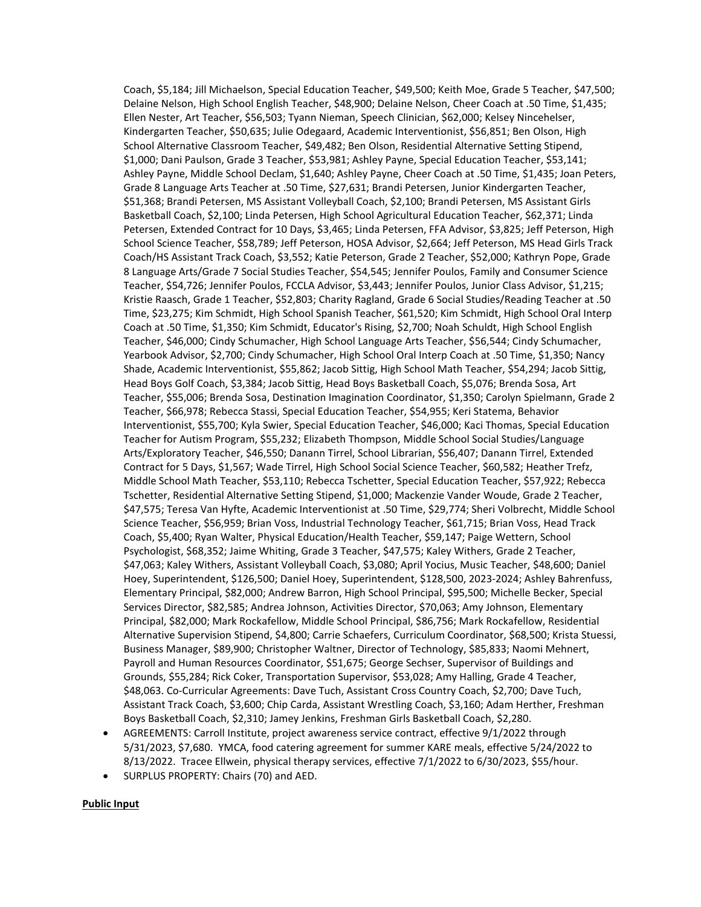Coach, $5,184; Jill Michaelson, Special Education Teacher, $49,500; Keith Moe, Grade 5 Teacher, $47,500; Delaine Nelson, High School English Teacher, $48,900; Delaine Nelson, Cheer Coach at .50 Time, $1,435; Ellen Nester, Art Teacher, $56,503; Tyann Nieman, Speech Clinician, $62,000; Kelsey Nincehelser, Kindergarten Teacher, $50,635; Julie Odegaard, Academic Interventionist, $56,851; Ben Olson, High School Alternative Classroom Teacher, $49,482; Ben Olson, Residential Alternative Setting Stipend, $1,000; Dani Paulson, Grade 3 Teacher, $53,981; Ashley Payne, Special Education Teacher, $53,141; Ashley Payne, Middle School Declam, $1,640; Ashley Payne, Cheer Coach at .50 Time, $1,435; Joan Peters, Grade 8 Language Arts Teacher at .50 Time, $27,631; Brandi Petersen, Junior Kindergarten Teacher, $51,368; Brandi Petersen, MS Assistant Volleyball Coach, $2,100; Brandi Petersen, MS Assistant Girls Basketball Coach, $2,100; Linda Petersen, High School Agricultural Education Teacher, $62,371; Linda Petersen, Extended Contract for 10 Days, $3,465; Linda Petersen, FFA Advisor, $3,825; Jeff Peterson, High School Science Teacher, $58,789; Jeff Peterson, HOSA Advisor, $2,664; Jeff Peterson, MS Head Girls Track Coach/HS Assistant Track Coach, $3,552; Katie Peterson, Grade 2 Teacher, $52,000; Kathryn Pope, Grade 8 Language Arts/Grade 7 Social Studies Teacher, $54,545; Jennifer Poulos, Family and Consumer Science Teacher, $54,726; Jennifer Poulos, FCCLA Advisor, $3,443; Jennifer Poulos, Junior Class Advisor, $1,215; Kristie Raasch, Grade 1 Teacher, $52,803; Charity Ragland, Grade 6 Social Studies/Reading Teacher at .50 Time, $23,275; Kim Schmidt, High School Spanish Teacher, $61,520; Kim Schmidt, High School Oral Interp Coach at .50 Time, $1,350; Kim Schmidt, Educator's Rising, $2,700; Noah Schuldt, High School English Teacher, $46,000; Cindy Schumacher, High School Language Arts Teacher, $56,544; Cindy Schumacher, Yearbook Advisor, $2,700; Cindy Schumacher, High School Oral Interp Coach at .50 Time, $1,350; Nancy Shade, Academic Interventionist, $55,862; Jacob Sittig, High School Math Teacher, $54,294; Jacob Sittig, Head Boys Golf Coach, $3,384; Jacob Sittig, Head Boys Basketball Coach, $5,076; Brenda Sosa, Art Teacher, $55,006; Brenda Sosa, Destination Imagination Coordinator, $1,350; Carolyn Spielmann, Grade 2 Teacher, $66,978; Rebecca Stassi, Special Education Teacher, $54,955; Keri Statema, Behavior Interventionist, $55,700; Kyla Swier, Special Education Teacher, $46,000; Kaci Thomas, Special Education Teacher for Autism Program, $55,232; Elizabeth Thompson, Middle School Social Studies/Language Arts/Exploratory Teacher, $46,550; Danann Tirrel, School Librarian, $56,407; Danann Tirrel, Extended Contract for 5 Days, $1,567; Wade Tirrel, High School Social Science Teacher, $60,582; Heather Trefz, Middle School Math Teacher, $53,110; Rebecca Tschetter, Special Education Teacher, $57,922; Rebecca Tschetter, Residential Alternative Setting Stipend, $1,000; Mackenzie Vander Woude, Grade 2 Teacher, $47,575; Teresa Van Hyfte, Academic Interventionist at .50 Time, $29,774; Sheri Volbrecht, Middle School Science Teacher, $56,959; Brian Voss, Industrial Technology Teacher, $61,715; Brian Voss, Head Track Coach, $5,400; Ryan Walter, Physical Education/Health Teacher, $59,147; Paige Wettern, School Psychologist, $68,352; Jaime Whiting, Grade 3 Teacher, $47,575; Kaley Withers, Grade 2 Teacher, $47,063; Kaley Withers, Assistant Volleyball Coach, $3,080; April Yocius, Music Teacher, $48,600; Daniel Hoey, Superintendent, $126,500; Daniel Hoey, Superintendent, $128,500, 2023-2024; Ashley Bahrenfuss, Elementary Principal, $82,000; Andrew Barron, High School Principal, $95,500; Michelle Becker, Special Services Director, $82,585; Andrea Johnson, Activities Director, $70,063; Amy Johnson, Elementary Principal, $82,000; Mark Rockafellow, Middle School Principal, $86,756; Mark Rockafellow, Residential Alternative Supervision Stipend, $4,800; Carrie Schaefers, Curriculum Coordinator, $68,500; Krista Stuessi, Business Manager, $89,900; Christopher Waltner, Director of Technology, $85,833; Naomi Mehnert, Payroll and Human Resources Coordinator, $51,675; George Sechser, Supervisor of Buildings and Grounds, $55,284; Rick Coker, Transportation Supervisor, $53,028; Amy Halling, Grade 4 Teacher, $48,063. Co-Curricular Agreements: Dave Tuch, Assistant Cross Country Coach, $2,700; Dave Tuch, Assistant Track Coach, $3,600; Chip Carda, Assistant Wrestling Coach, $3,160; Adam Herther, Freshman Boys Basketball Coach, $2,310; Jamey Jenkins, Freshman Girls Basketball Coach, $2,280.

- AGREEMENTS: Carroll Institute, project awareness service contract, effective 9/1/2022 through 5/31/2023, $7,680. YMCA, food catering agreement for summer KARE meals, effective 5/24/2022 to 8/13/2022. Tracee Ellwein, physical therapy services, effective 7/1/2022 to 6/30/2023, $55/hour.
- SURPLUS PROPERTY: Chairs (70) and AED.

**Public Input**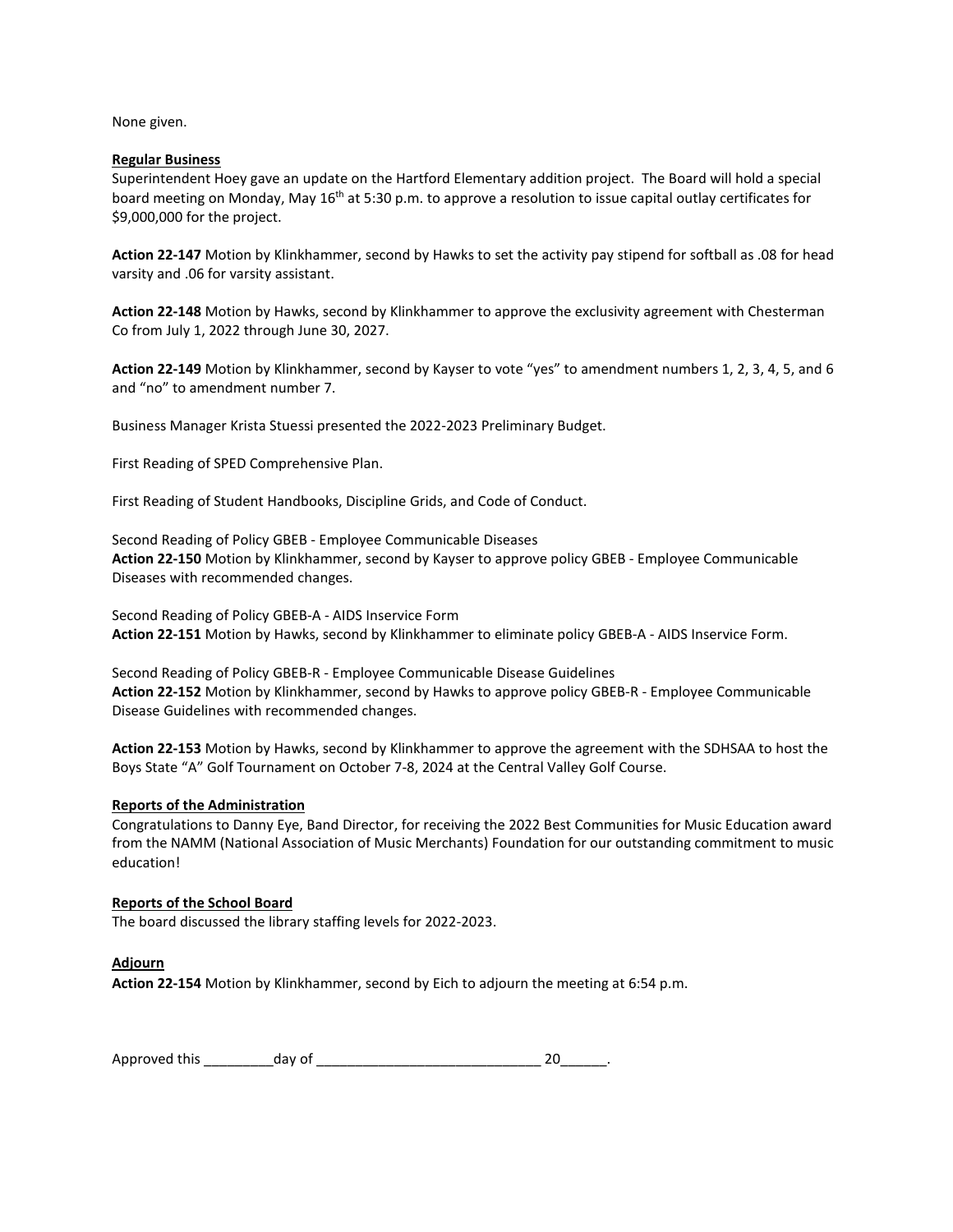None given.

**Regular Business**

Superintendent Hoey gave an update on the Hartford Elementary addition project. The Board will hold a special board meeting on Monday, May 16th at 5:30 p.m. to approve a resolution to issue capital outlay certificates for $9,000,000 for the project.

**Action 22-147** Motion by Klinkhammer, second by Hawks to set the activity pay stipend for softball as .08 for head varsity and .06 for varsity assistant.

**Action 22-148** Motion by Hawks, second by Klinkhammer to approve the exclusivity agreement with Chesterman Co from July 1, 2022 through June 30, 2027.

**Action 22-149** Motion by Klinkhammer, second by Kayser to vote "yes" to amendment numbers 1, 2, 3, 4, 5, and 6 and "no" to amendment number 7.

Business Manager Krista Stuessi presented the 2022-2023 Preliminary Budget.

First Reading of SPED Comprehensive Plan.

First Reading of Student Handbooks, Discipline Grids, and Code of Conduct.

Second Reading of Policy GBEB - Employee Communicable Diseases
**Action 22-150** Motion by Klinkhammer, second by Kayser to approve policy GBEB - Employee Communicable Diseases with recommended changes.

Second Reading of Policy GBEB-A - AIDS Inservice Form
**Action 22-151** Motion by Hawks, second by Klinkhammer to eliminate policy GBEB-A - AIDS Inservice Form.

Second Reading of Policy GBEB-R - Employee Communicable Disease Guidelines
**Action 22-152** Motion by Klinkhammer, second by Hawks to approve policy GBEB-R - Employee Communicable Disease Guidelines with recommended changes.

**Action 22-153** Motion by Hawks, second by Klinkhammer to approve the agreement with the SDHSAA to host the Boys State "A" Golf Tournament on October 7-8, 2024 at the Central Valley Golf Course.

**Reports of the Administration**

Congratulations to Danny Eye, Band Director, for receiving the 2022 Best Communities for Music Education award from the NAMM (National Association of Music Merchants) Foundation for our outstanding commitment to music education!

**Reports of the School Board**

The board discussed the library staffing levels for 2022-2023.

**Adjourn**

**Action 22-154** Motion by Klinkhammer, second by Eich to adjourn the meeting at 6:54 p.m.

Approved this _________day of ____________________________ 20______.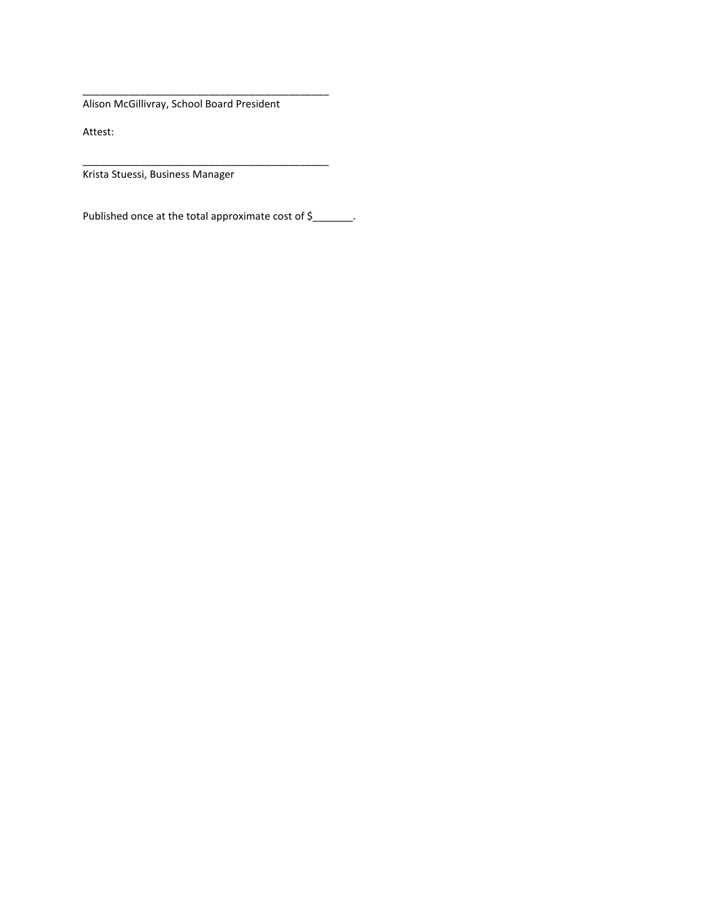_____________________________________________
Alison McGillivray, School Board President

Attest:

_____________________________________________
Krista Stuessi, Business Manager

Published once at the total approximate cost of $_______.